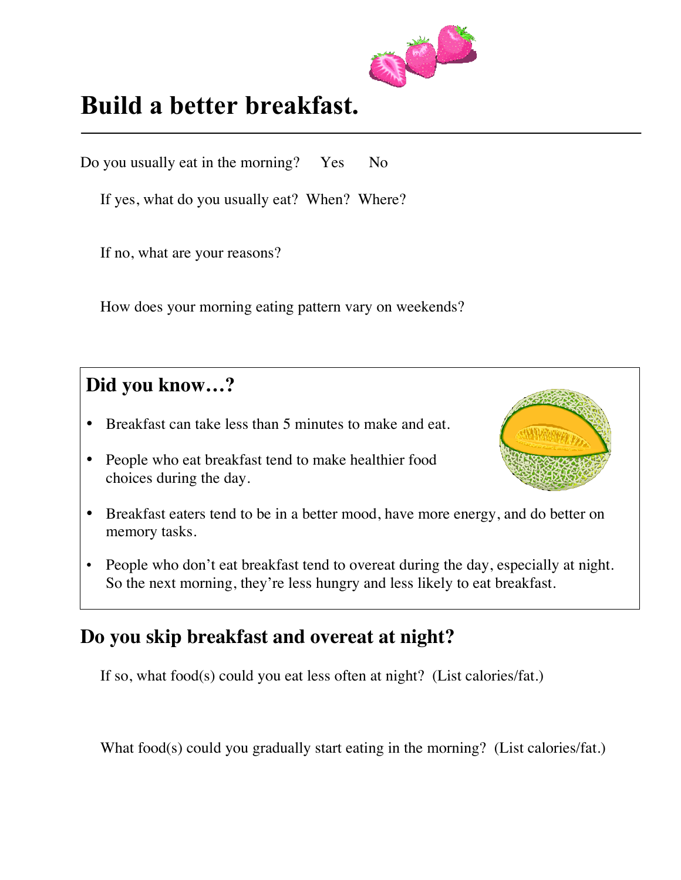# Build a better breakfast.

Do you usually eat in the morning? Yes No

If yes, what do you usually eat? When? Where?

If no, what are your reasons?

How does your morning eating pattern vary on weekends?

## Did you know…?

- Breakfast can take less than 5 minutes to make and eat.
- People who eat breakfast tend to make healthier food choices during the day.
- Breakfast eaters tend to be in a better mood, have more energy, and do better on memory tasks.
- People who don't eat breakfast tend to overeat during the day, especially at night. So the next morning, they're less hungry and less likely to eat breakfast.

## Do you skip breakfast and overeat at night?

If so, what food(s) could you eat less often at night? (List calories/fat.)

What food(s) could you gradually start eating in the morning? (List calories/fat.)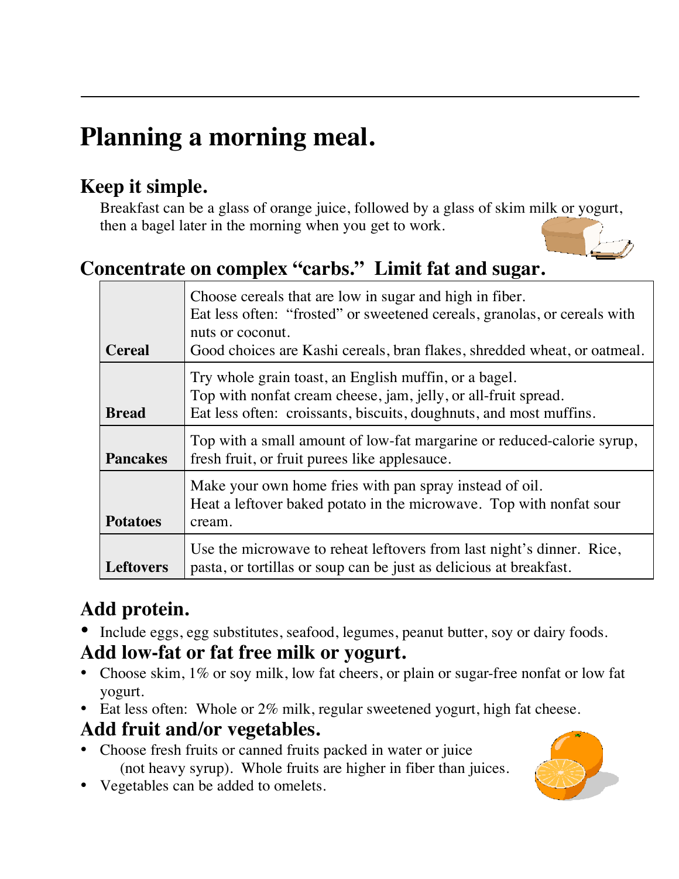# Planning a morning meal.

## Keep it simple.

Breakfast can be a glass of orange juice, followed by a glass of skim milk or yogurt, then a bagel later in the morning when you get to work.

## Concentrate on complex "carbs." Limit fat and sugar.

| | |
|---|---|
| **Cereal** | Choose cereals that are low in sugar and high in fiber. Eat less often: "frosted" or sweetened cereals, granolas, or cereals with nuts or coconut. Good choices are Kashi cereals, bran flakes, shredded wheat, or oatmeal. |
| **Bread** | Try whole grain toast, an English muffin, or a bagel. Top with nonfat cream cheese, jam, jelly, or all-fruit spread. Eat less often: croissants, biscuits, doughnuts, and most muffins. |
| **Pancakes** | Top with a small amount of low-fat margarine or reduced-calorie syrup, fresh fruit, or fruit purees like applesauce. |
| **Potatoes** | Make your own home fries with pan spray instead of oil. Heat a leftover baked potato in the microwave. Top with nonfat sour cream. |
| **Leftovers** | Use the microwave to reheat leftovers from last night's dinner. Rice, pasta, or tortillas or soup can be just as delicious at breakfast. |

## Add protein.

- Include eggs, egg substitutes, seafood, legumes, peanut butter, soy or dairy foods.

## Add low-fat or fat free milk or yogurt.

- Choose skim, 1% or soy milk, low fat cheers, or plain or sugar-free nonfat or low fat yogurt.
- Eat less often: Whole or 2% milk, regular sweetened yogurt, high fat cheese.

## Add fruit and/or vegetables.

- Choose fresh fruits or canned fruits packed in water or juice (not heavy syrup). Whole fruits are higher in fiber than juices.
- Vegetables can be added to omelets.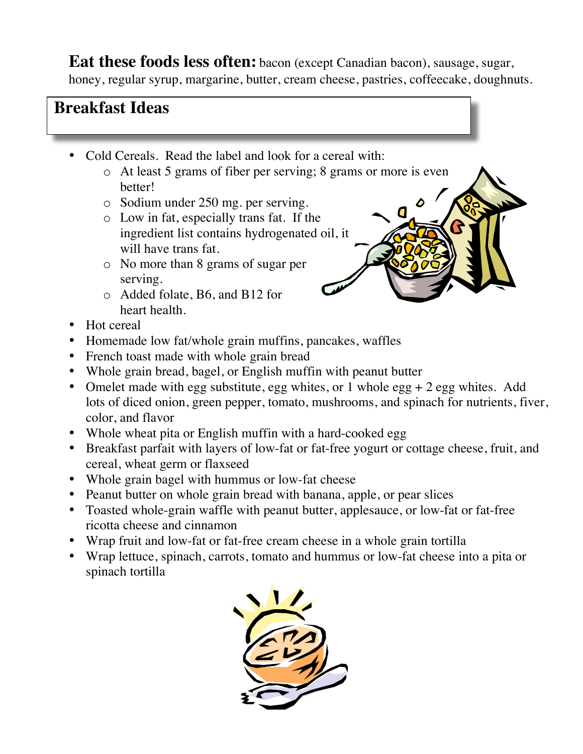**Eat these foods less often:** bacon (except Canadian bacon), sausage, sugar, honey, regular syrup, margarine, butter, cream cheese, pastries, coffeecake, doughnuts.

## Breakfast Ideas

- Cold Cereals. Read the label and look for a cereal with:
  - At least 5 grams of fiber per serving; 8 grams or more is even better!
  - Sodium under 250 mg. per serving.
  - Low in fat, especially trans fat. If the ingredient list contains hydrogenated oil, it will have trans fat.
  - No more than 8 grams of sugar per serving.
  - Added folate, B6, and B12 for heart health.
- Hot cereal
- Homemade low fat/whole grain muffins, pancakes, waffles
- French toast made with whole grain bread
- Whole grain bread, bagel, or English muffin with peanut butter
- Omelet made with egg substitute, egg whites, or 1 whole egg + 2 egg whites. Add lots of diced onion, green pepper, tomato, mushrooms, and spinach for nutrients, fiver, color, and flavor
- Whole wheat pita or English muffin with a hard-cooked egg
- Breakfast parfait with layers of low-fat or fat-free yogurt or cottage cheese, fruit, and cereal, wheat germ or flaxseed
- Whole grain bagel with hummus or low-fat cheese
- Peanut butter on whole grain bread with banana, apple, or pear slices
- Toasted whole-grain waffle with peanut butter, applesauce, or low-fat or fat-free ricotta cheese and cinnamon
- Wrap fruit and low-fat or fat-free cream cheese in a whole grain tortilla
- Wrap lettuce, spinach, carrots, tomato and hummus or low-fat cheese into a pita or spinach tortilla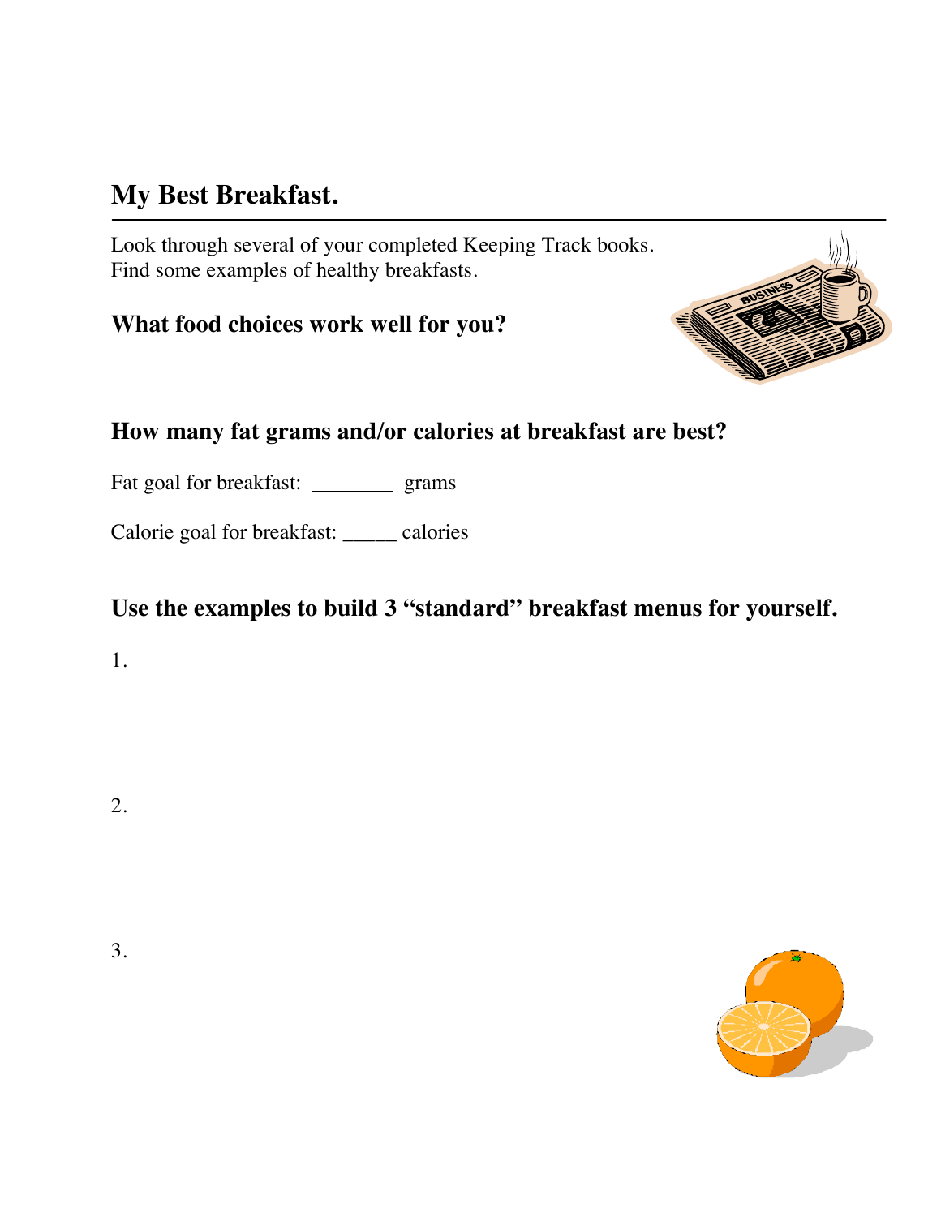## My Best Breakfast.

Look through several of your completed Keeping Track books.
Find some examples of healthy breakfasts.

### What food choices work well for you?

### How many fat grams and/or calories at breakfast are best?

Fat goal for breakfast: ________ grams

Calorie goal for breakfast: _____ calories

### Use the examples to build 3 "standard" breakfast menus for yourself.

1.

2.

3.